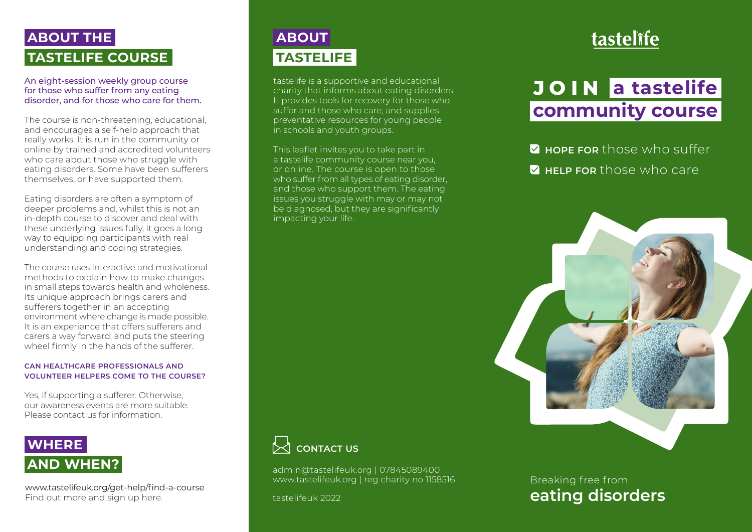## ABOUT THE TASTELIFE COURSE

An eight-session weekly group course for those who suffer from any eating disorder, and for those who care for them.

The course is non-threatening, educational, and encourages a self-help approach that really works. It is run in the community or online by trained and accredited volunteers who care about those who struggle with eating disorders. Some have been sufferers themselves, or have supported them.

Eating disorders are often a symptom of deeper problems and, whilst this is not an in-depth course to discover and deal with these underlying issues fully, it goes a long way to equipping participants with real understanding and coping strategies.

The course uses interactive and motivational methods to explain how to make changes in small steps towards health and wholeness. Its unique approach brings carers and sufferers together in an accepting environment where change is made possible. It is an experience that offers sufferers and carers a way forward, and puts the steering wheel firmly in the hands of the sufferer.

### CAN HEALTHCARE PROFESSIONALS AND VOLUNTEER HELPERS COME TO THE COURSE?

Yes, if supporting a sufferer. Otherwise, our awareness events are more suitable. Please contact us for information.

## WHERE AND WHEN?

www.tastelifeuk.org/get-help/find-a-course
Find out more and sign up here.

## ABOUT TASTELIFE

tastelife is a supportive and educational charity that informs about eating disorders. It provides tools for recovery for those who suffer and those who care, and supplies preventative resources for young people in schools and youth groups.

This leaflet invites you to take part in a tastelife community course near you, or online. The course is open to those who suffer from all types of eating disorder, and those who support them. The eating issues you struggle with may or may not be diagnosed, but they are significantly impacting your life.

### CONTACT US

admin@tastelifeuk.org | 07845089400
www.tastelifeuk.org | reg charity no 1158516

tastelifeuk 2022

tastelife

# JOIN a tastelife community course

- **HOPE FOR** those who suffer
- **HELP FOR** those who care

Breaking free from
**eating disorders**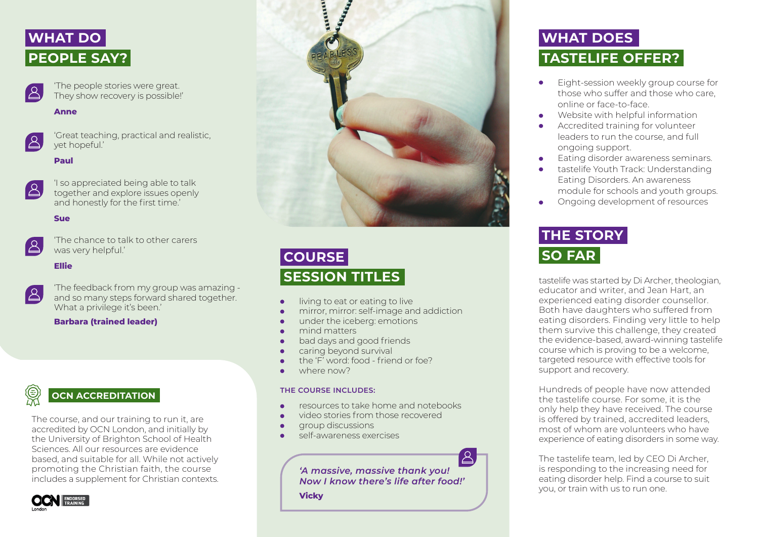## WHAT DO PEOPLE SAY?

'The people stories were great. They show recovery is possible!'

**Anne**

'Great teaching, practical and realistic, yet hopeful.'

**Paul**

'I so appreciated being able to talk together and explore issues openly and honestly for the first time.'

**Sue**

'The chance to talk to other carers was very helpful.'

**Ellie**

'The feedback from my group was amazing - and so many steps forward shared together. What a privilege it's been.'

**Barbara (trained leader)**

## OCN ACCREDITATION

The course, and our training to run it, are accredited by OCN London, and initially by the University of Brighton School of Health Sciences. All our resources are evidence based, and suitable for all. While not actively promoting the Christian faith, the course includes a supplement for Christian contexts.

OCN London ENDORSED TRAINING

## COURSE SESSION TITLES

- living to eat or eating to live
- mirror, mirror: self-image and addiction
- under the iceberg: emotions
- mind matters
- bad days and good friends
- caring beyond survival
- the 'F' word: food - friend or foe?
- where now?

**THE COURSE INCLUDES:**

- resources to take home and notebooks
- video stories from those recovered
- group discussions
- self-awareness exercises

*'A massive, massive thank you! Now I know there's life after food!'*

**Vicky**

## WHAT DOES TASTELIFE OFFER?

- Eight-session weekly group course for those who suffer and those who care, online or face-to-face.
- Website with helpful information
- Accredited training for volunteer leaders to run the course, and full ongoing support.
- Eating disorder awareness seminars.
- tastelife Youth Track: Understanding Eating Disorders. An awareness module for schools and youth groups.
- Ongoing development of resources

## THE STORY SO FAR

tastelife was started by Di Archer, theologian, educator and writer, and Jean Hart, an experienced eating disorder counsellor. Both have daughters who suffered from eating disorders. Finding very little to help them survive this challenge, they created the evidence-based, award-winning tastelife course which is proving to be a welcome, targeted resource with effective tools for support and recovery.

Hundreds of people have now attended the tastelife course. For some, it is the only help they have received. The course is offered by trained, accredited leaders, most of whom are volunteers who have experience of eating disorders in some way.

The tastelife team, led by CEO Di Archer, is responding to the increasing need for eating disorder help. Find a course to suit you, or train with us to run one.